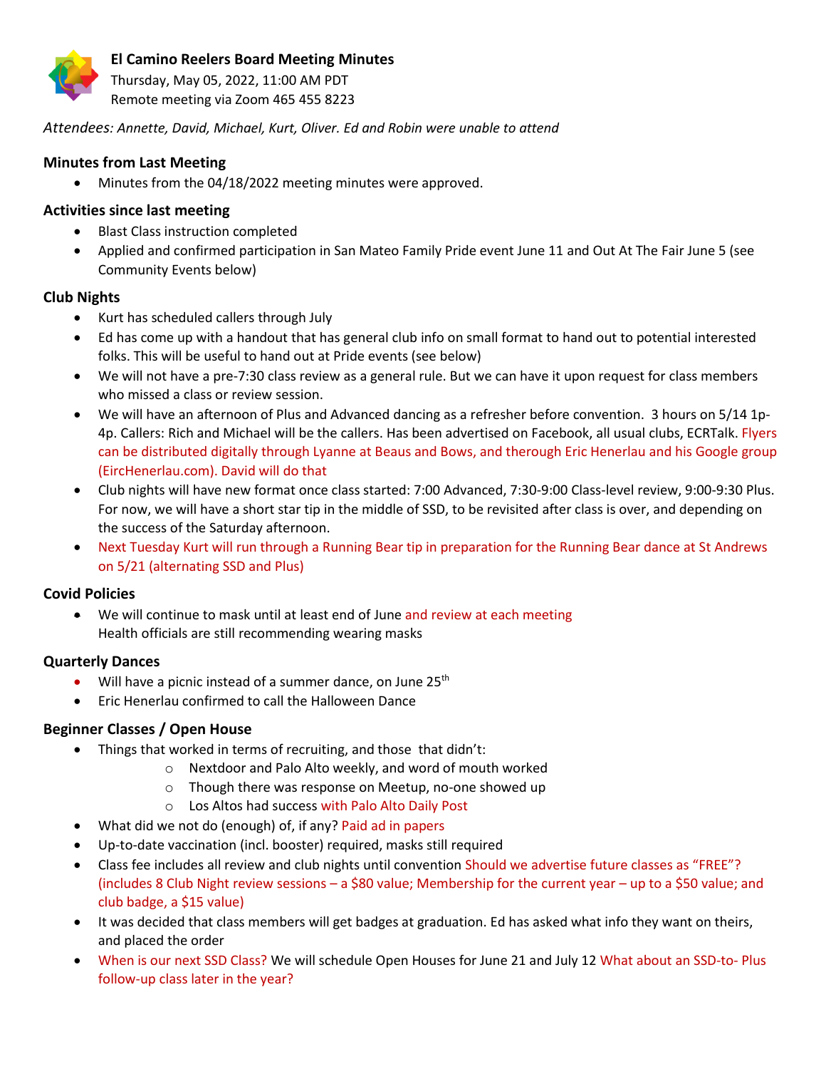# El Camino Reelers Board Meeting Minutes

Thursday, May 05, 2022, 11:00 AM PDT
Remote meeting via Zoom 465 455 8223

*Attendees: Annette, David, Michael, Kurt, Oliver. Ed and Robin were unable to attend*

## Minutes from Last Meeting

- Minutes from the 04/18/2022 meeting minutes were approved.

## Activities since last meeting

- Blast Class instruction completed
- Applied and confirmed participation in San Mateo Family Pride event June 11 and Out At The Fair June 5 (see Community Events below)

## Club Nights

- Kurt has scheduled callers through July
- Ed has come up with a handout that has general club info on small format to hand out to potential interested folks. This will be useful to hand out at Pride events (see below)
- We will not have a pre-7:30 class review as a general rule. But we can have it upon request for class members who missed a class or review session.
- We will have an afternoon of Plus and Advanced dancing as a refresher before convention. 3 hours on 5/14 1p-4p. Callers: Rich and Michael will be the callers. Has been advertised on Facebook, all usual clubs, ECRTalk. Flyers can be distributed digitally through Lyanne at Beaus and Bows, and therough Eric Henerlau and his Google group (EircHenerlau.com). David will do that
- Club nights will have new format once class started: 7:00 Advanced, 7:30-9:00 Class-level review, 9:00-9:30 Plus. For now, we will have a short star tip in the middle of SSD, to be revisited after class is over, and depending on the success of the Saturday afternoon.
- Next Tuesday Kurt will run through a Running Bear tip in preparation for the Running Bear dance at St Andrews on 5/21 (alternating SSD and Plus)

## Covid Policies

- We will continue to mask until at least end of June and review at each meeting
  Health officials are still recommending wearing masks

## Quarterly Dances

- Will have a picnic instead of a summer dance, on June 25th
- Eric Henerlau confirmed to call the Halloween Dance

## Beginner Classes / Open House

- Things that worked in terms of recruiting, and those that didn't:
  - Nextdoor and Palo Alto weekly, and word of mouth worked
  - Though there was response on Meetup, no-one showed up
  - Los Altos had success with Palo Alto Daily Post
- What did we not do (enough) of, if any? Paid ad in papers
- Up-to-date vaccination (incl. booster) required, masks still required
- Class fee includes all review and club nights until convention Should we advertise future classes as "FREE"? (includes 8 Club Night review sessions – a $80 value; Membership for the current year – up to a $50 value; and club badge, a $15 value)
- It was decided that class members will get badges at graduation. Ed has asked what info they want on theirs, and placed the order
- When is our next SSD Class? We will schedule Open Houses for June 21 and July 12 What about an SSD-to- Plus follow-up class later in the year?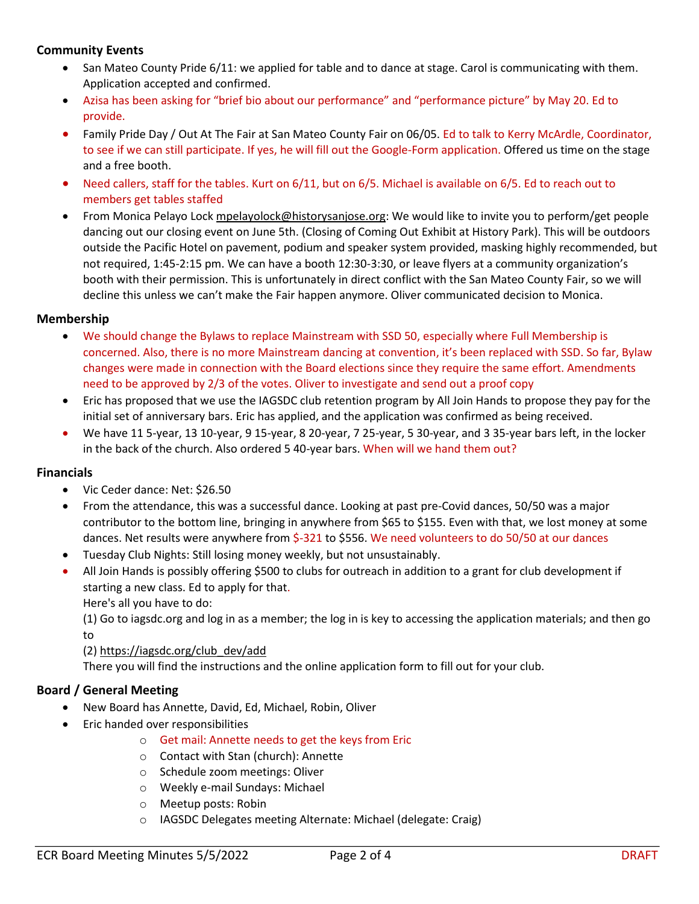### Community Events

- San Mateo County Pride 6/11: we applied for table and to dance at stage. Carol is communicating with them. Application accepted and confirmed.
- Azisa has been asking for "brief bio about our performance" and "performance picture" by May 20. Ed to provide.
- Family Pride Day / Out At The Fair at San Mateo County Fair on 06/05. Ed to talk to Kerry McArdle, Coordinator, to see if we can still participate. If yes, he will fill out the Google-Form application. Offered us time on the stage and a free booth.
- Need callers, staff for the tables. Kurt on 6/11, but on 6/5. Michael is available on 6/5. Ed to reach out to members get tables staffed
- From Monica Pelayo Lock mpelayolock@historysanjose.org: We would like to invite you to perform/get people dancing out our closing event on June 5th. (Closing of Coming Out Exhibit at History Park). This will be outdoors outside the Pacific Hotel on pavement, podium and speaker system provided, masking highly recommended, but not required, 1:45-2:15 pm. We can have a booth 12:30-3:30, or leave flyers at a community organization's booth with their permission. This is unfortunately in direct conflict with the San Mateo County Fair, so we will decline this unless we can't make the Fair happen anymore. Oliver communicated decision to Monica.

### Membership

- We should change the Bylaws to replace Mainstream with SSD 50, especially where Full Membership is concerned. Also, there is no more Mainstream dancing at convention, it's been replaced with SSD. So far, Bylaw changes were made in connection with the Board elections since they require the same effort. Amendments need to be approved by 2/3 of the votes. Oliver to investigate and send out a proof copy
- Eric has proposed that we use the IAGSDC club retention program by All Join Hands to propose they pay for the initial set of anniversary bars. Eric has applied, and the application was confirmed as being received.
- We have 11 5-year, 13 10-year, 9 15-year, 8 20-year, 7 25-year, 5 30-year, and 3 35-year bars left, in the locker in the back of the church. Also ordered 5 40-year bars. When will we hand them out?

### Financials

- Vic Ceder dance: Net: $26.50
- From the attendance, this was a successful dance. Looking at past pre-Covid dances, 50/50 was a major contributor to the bottom line, bringing in anywhere from $65 to $155. Even with that, we lost money at some dances. Net results were anywhere from $-321 to $556. We need volunteers to do 50/50 at our dances
- Tuesday Club Nights: Still losing money weekly, but not unsustainably.
- All Join Hands is possibly offering $500 to clubs for outreach in addition to a grant for club development if starting a new class. Ed to apply for that.
  Here's all you have to do:
  (1) Go to iagsdc.org and log in as a member; the log in is key to accessing the application materials; and then go to
  (2) https://iagsdc.org/club_dev/add
  There you will find the instructions and the online application form to fill out for your club.

### Board / General Meeting

- New Board has Annette, David, Ed, Michael, Robin, Oliver
- Eric handed over responsibilities
  - Get mail: Annette needs to get the keys from Eric
  - Contact with Stan (church): Annette
  - Schedule zoom meetings: Oliver
  - Weekly e-mail Sundays: Michael
  - Meetup posts: Robin
  - IAGSDC Delegates meeting Alternate: Michael (delegate: Craig)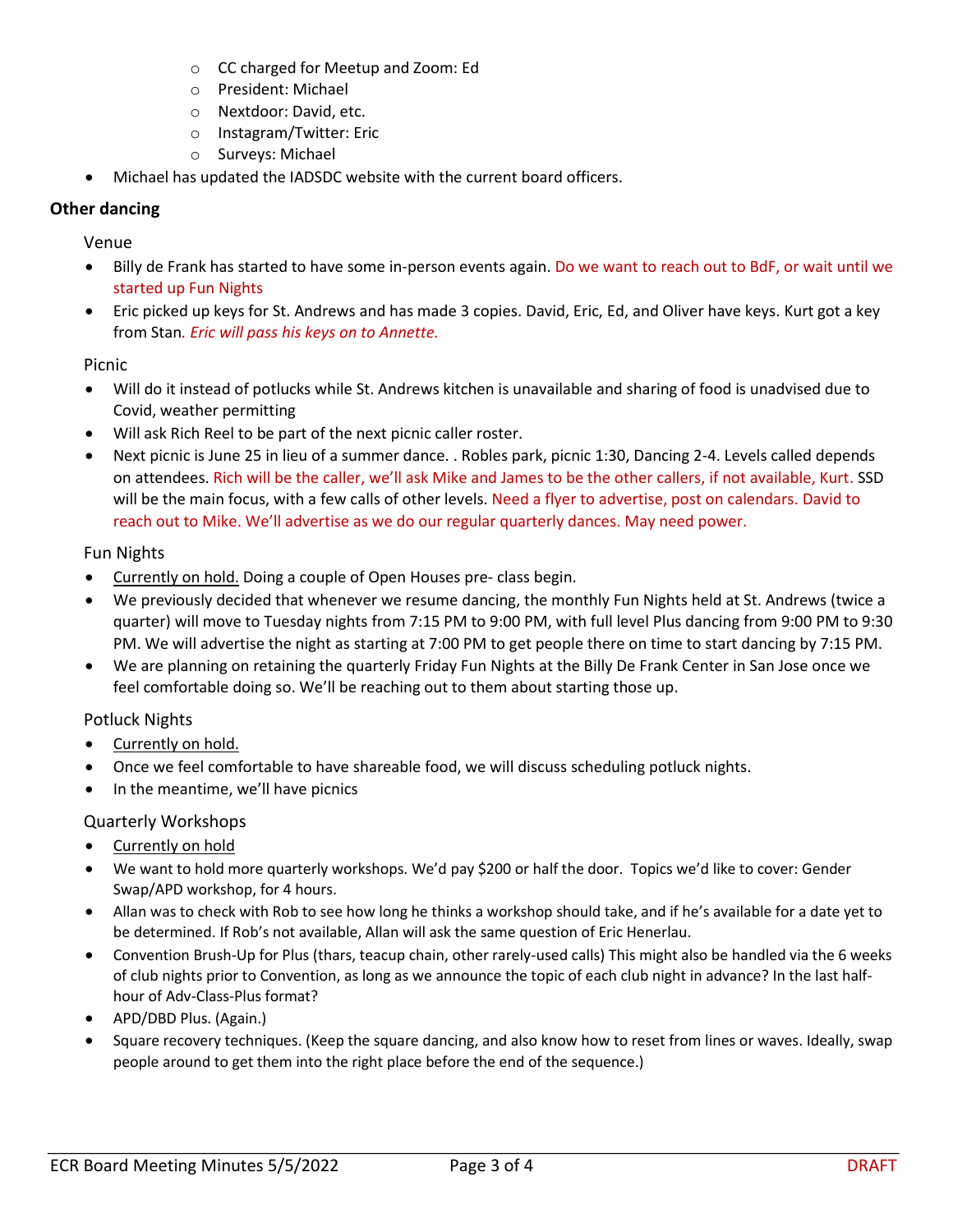- CC charged for Meetup and Zoom: Ed
  - President: Michael
  - Nextdoor: David, etc.
  - Instagram/Twitter: Eric
  - Surveys: Michael
- Michael has updated the IADSDC website with the current board officers.

## Other dancing

### Venue

- Billy de Frank has started to have some in-person events again. Do we want to reach out to BdF, or wait until we started up Fun Nights
- Eric picked up keys for St. Andrews and has made 3 copies. David, Eric, Ed, and Oliver have keys. Kurt got a key from Stan*. Eric will pass his keys on to Annette.*

### Picnic

- Will do it instead of potlucks while St. Andrews kitchen is unavailable and sharing of food is unadvised due to Covid, weather permitting
- Will ask Rich Reel to be part of the next picnic caller roster.
- Next picnic is June 25 in lieu of a summer dance. . Robles park, picnic 1:30, Dancing 2-4. Levels called depends on attendees. Rich will be the caller, we'll ask Mike and James to be the other callers, if not available, Kurt. SSD will be the main focus, with a few calls of other levels. Need a flyer to advertise, post on calendars. David to reach out to Mike. We'll advertise as we do our regular quarterly dances. May need power.

### Fun Nights

- Currently on hold. Doing a couple of Open Houses pre- class begin.
- We previously decided that whenever we resume dancing, the monthly Fun Nights held at St. Andrews (twice a quarter) will move to Tuesday nights from 7:15 PM to 9:00 PM, with full level Plus dancing from 9:00 PM to 9:30 PM. We will advertise the night as starting at 7:00 PM to get people there on time to start dancing by 7:15 PM.
- We are planning on retaining the quarterly Friday Fun Nights at the Billy De Frank Center in San Jose once we feel comfortable doing so. We'll be reaching out to them about starting those up.

### Potluck Nights

- Currently on hold.
- Once we feel comfortable to have shareable food, we will discuss scheduling potluck nights.
- In the meantime, we'll have picnics

### Quarterly Workshops

- Currently on hold
- We want to hold more quarterly workshops. We'd pay $200 or half the door. Topics we'd like to cover: Gender Swap/APD workshop, for 4 hours.
- Allan was to check with Rob to see how long he thinks a workshop should take, and if he's available for a date yet to be determined. If Rob's not available, Allan will ask the same question of Eric Henerlau.
- Convention Brush-Up for Plus (thars, teacup chain, other rarely-used calls) This might also be handled via the 6 weeks of club nights prior to Convention, as long as we announce the topic of each club night in advance? In the last half-hour of Adv-Class-Plus format?
- APD/DBD Plus. (Again.)
- Square recovery techniques. (Keep the square dancing, and also know how to reset from lines or waves. Ideally, swap people around to get them into the right place before the end of the sequence.)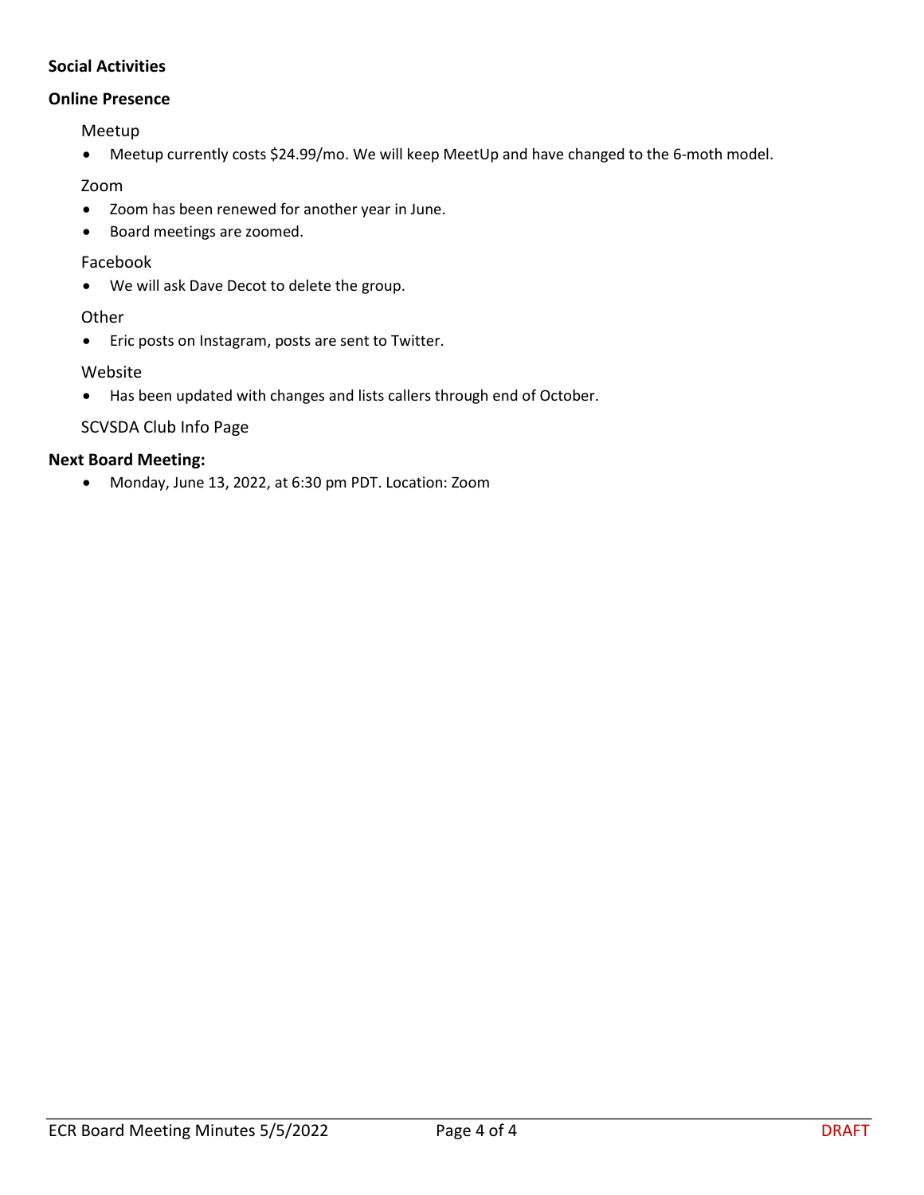**Social Activities**

**Online Presence**

Meetup

- Meetup currently costs $24.99/mo. We will keep MeetUp and have changed to the 6-moth model.

Zoom

- Zoom has been renewed for another year in June.
- Board meetings are zoomed.

Facebook

- We will ask Dave Decot to delete the group.

Other

- Eric posts on Instagram, posts are sent to Twitter.

Website

- Has been updated with changes and lists callers through end of October.

SCVSDA Club Info Page

**Next Board Meeting:**

- Monday, June 13, 2022, at 6:30 pm PDT. Location: Zoom